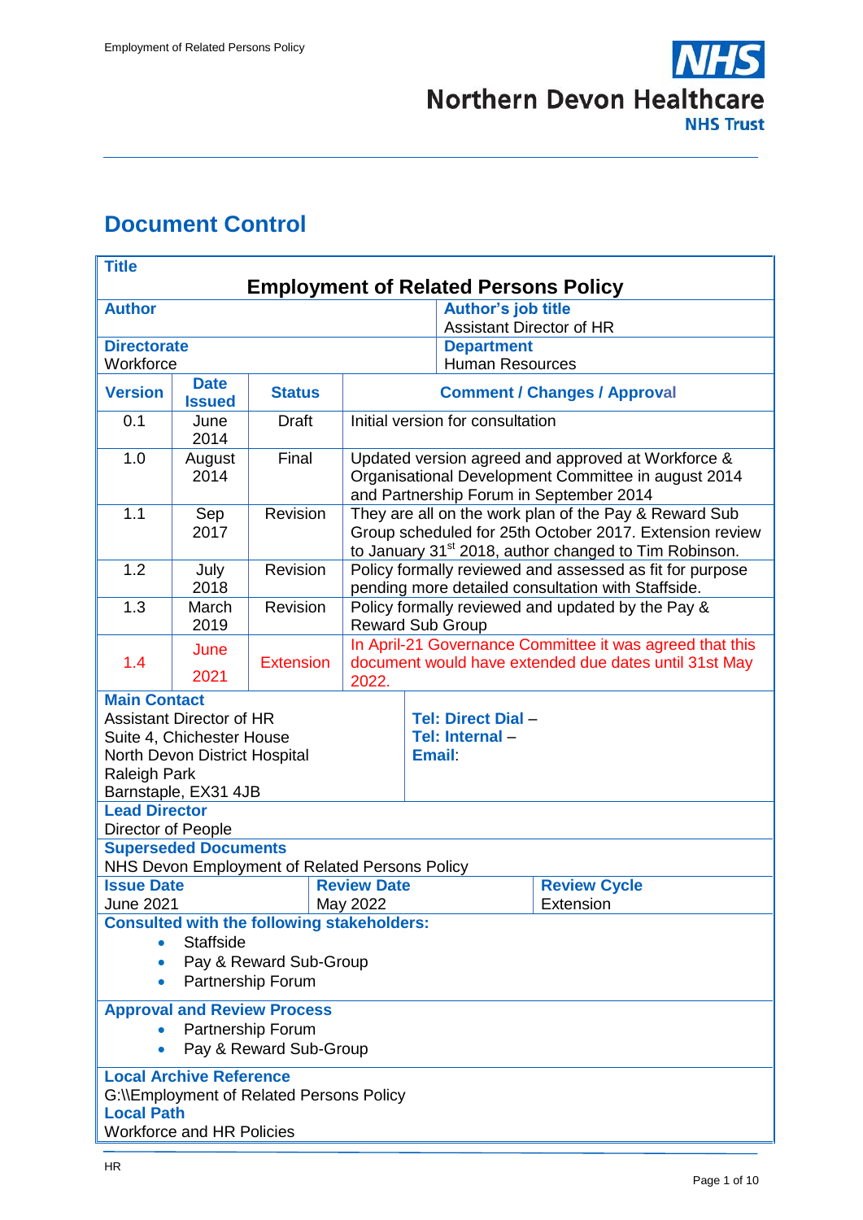# Document Control

| **Title** | | | |
|---|---|---|---|
| **Employment of Related Persons Policy** | | | |
| **Author** | | **Author's job title** Assistant Director of HR | |
| **Directorate** Workforce | | **Department** Human Resources | |
| **Version** | **Date Issued** | **Status** | **Comment / Changes / Approval** |
| 0.1 | June 2014 | Draft | Initial version for consultation |
| 1.0 | August 2014 | Final | Updated version agreed and approved at Workforce & Organisational Development Committee in august 2014 and Partnership Forum in September 2014 |
| 1.1 | Sep 2017 | Revision | They are all on the work plan of the Pay & Reward Sub Group scheduled for 25th October 2017. Extension review to January 31st 2018, author changed to Tim Robinson. |
| 1.2 | July 2018 | Revision | Policy formally reviewed and assessed as fit for purpose pending more detailed consultation with Staffside. |
| 1.3 | March 2019 | Revision | Policy formally reviewed and updated by the Pay & Reward Sub Group |
| 1.4 | June 2021 | Extension | In April-21 Governance Committee it was agreed that this document would have extended due dates until 31st May 2022. |

| **Main Contact** | |
|---|---|
| Assistant Director of HR<br>Suite 4, Chichester House<br>North Devon District Hospital<br>Raleigh Park<br>Barnstaple, EX31 4JB | **Tel: Direct Dial** –<br>**Tel: Internal** –<br>**Email**: |

**Lead Director**
Director of People

**Superseded Documents**
NHS Devon Employment of Related Persons Policy

| **Issue Date** | **Review Date** | **Review Cycle** |
|---|---|---|
| June 2021 | May 2022 | Extension |

**Consulted with the following stakeholders:**

- Staffside
- Pay & Reward Sub-Group
- Partnership Forum

**Approval and Review Process**

- Partnership Forum
- Pay & Reward Sub-Group

**Local Archive Reference**
G:\\Employment of Related Persons Policy
**Local Path**
Workforce and HR Policies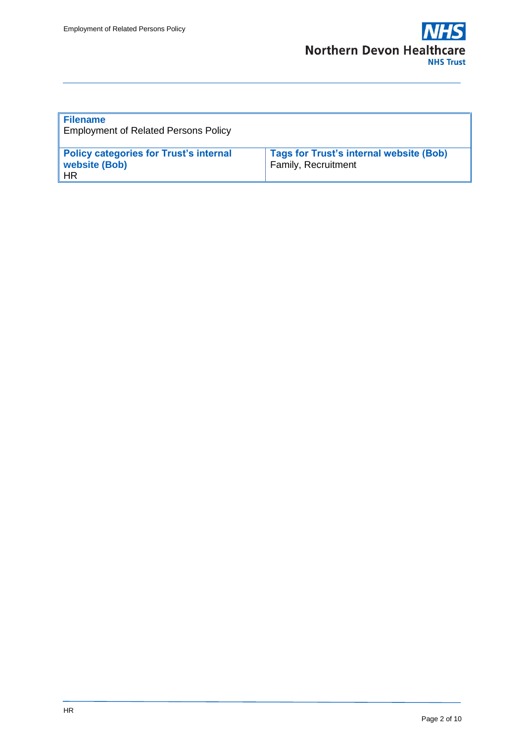| **Filename**<br>Employment of Related Persons Policy | |
|---|---|
| **Policy categories for Trust's internal website (Bob)**<br>HR | **Tags for Trust's internal website (Bob)**<br>Family, Recruitment |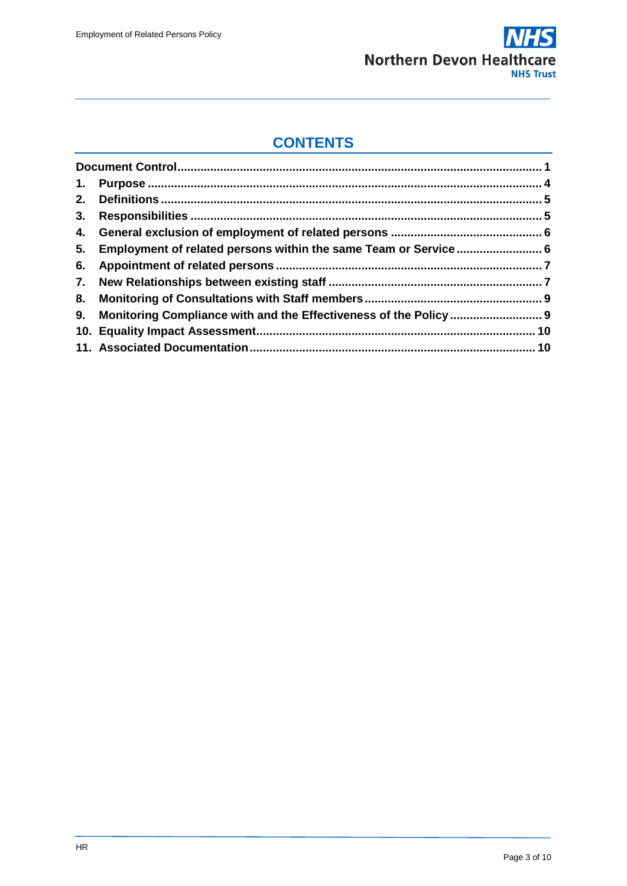# CONTENTS

**Document Control** ........................................ **1**

1. **Purpose** ........................................ **4**
2. **Definitions** ........................................ **5**
3. **Responsibilities** ........................................ **5**
4. **General exclusion of employment of related persons** ........................................ **6**
5. **Employment of related persons within the same Team or Service** ........................................ **6**
6. **Appointment of related persons** ........................................ **7**
7. **New Relationships between existing staff** ........................................ **7**
8. **Monitoring of Consultations with Staff members** ........................................ **9**
9. **Monitoring Compliance with and the Effectiveness of the Policy** ........................................ **9**
10. **Equality Impact Assessment** ........................................ **10**
11. **Associated Documentation** ........................................ **10**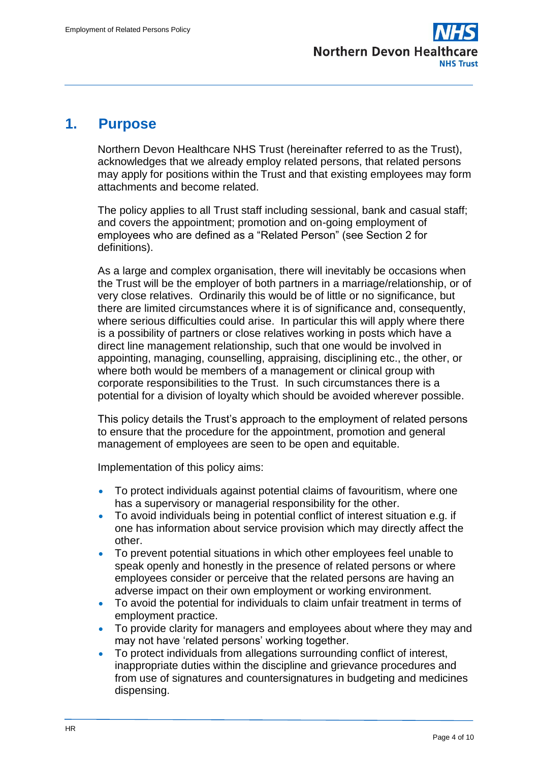# 1. Purpose

Northern Devon Healthcare NHS Trust (hereinafter referred to as the Trust), acknowledges that we already employ related persons, that related persons may apply for positions within the Trust and that existing employees may form attachments and become related.

The policy applies to all Trust staff including sessional, bank and casual staff; and covers the appointment; promotion and on-going employment of employees who are defined as a "Related Person" (see Section 2 for definitions).

As a large and complex organisation, there will inevitably be occasions when the Trust will be the employer of both partners in a marriage/relationship, or of very close relatives. Ordinarily this would be of little or no significance, but there are limited circumstances where it is of significance and, consequently, where serious difficulties could arise. In particular this will apply where there is a possibility of partners or close relatives working in posts which have a direct line management relationship, such that one would be involved in appointing, managing, counselling, appraising, disciplining etc., the other, or where both would be members of a management or clinical group with corporate responsibilities to the Trust. In such circumstances there is a potential for a division of loyalty which should be avoided wherever possible.

This policy details the Trust's approach to the employment of related persons to ensure that the procedure for the appointment, promotion and general management of employees are seen to be open and equitable.

Implementation of this policy aims:

- To protect individuals against potential claims of favouritism, where one has a supervisory or managerial responsibility for the other.
- To avoid individuals being in potential conflict of interest situation e.g. if one has information about service provision which may directly affect the other.
- To prevent potential situations in which other employees feel unable to speak openly and honestly in the presence of related persons or where employees consider or perceive that the related persons are having an adverse impact on their own employment or working environment.
- To avoid the potential for individuals to claim unfair treatment in terms of employment practice.
- To provide clarity for managers and employees about where they may and may not have 'related persons' working together.
- To protect individuals from allegations surrounding conflict of interest, inappropriate duties within the discipline and grievance procedures and from use of signatures and countersignatures in budgeting and medicines dispensing.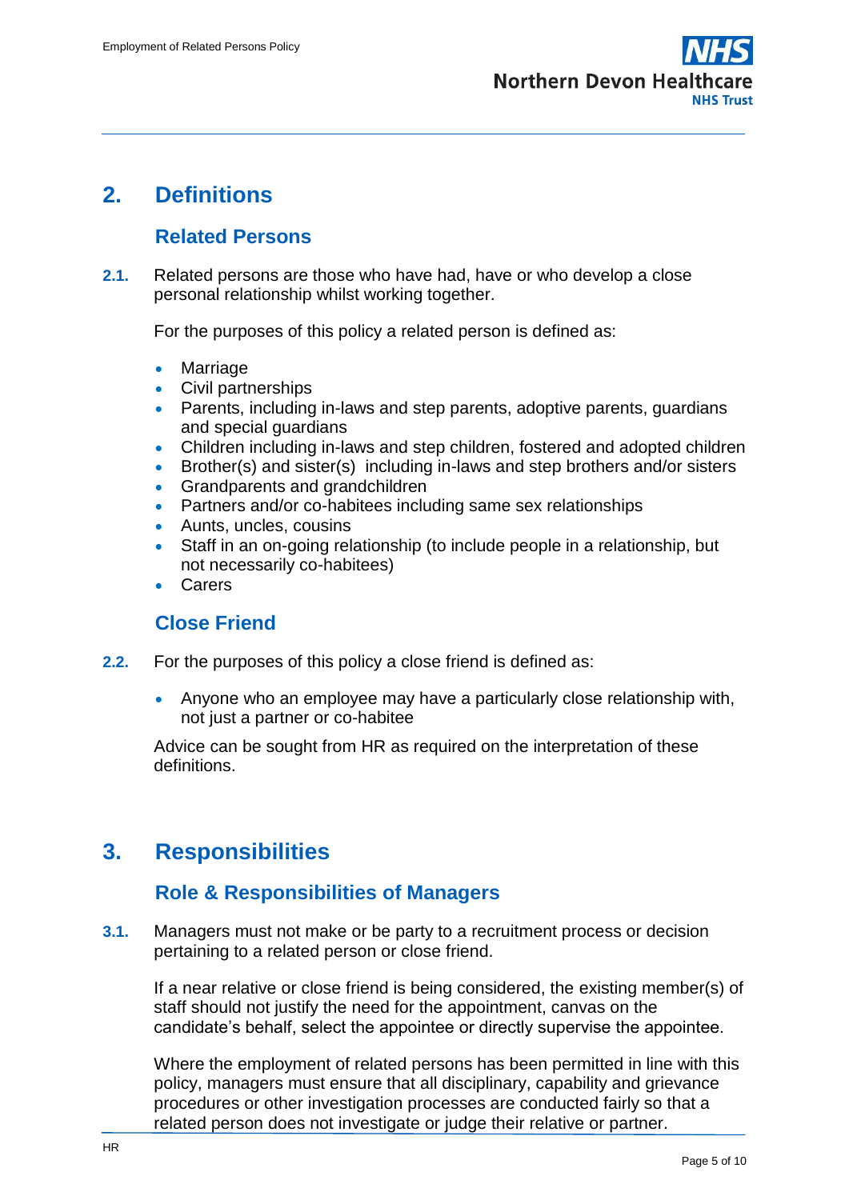# 2. Definitions

## Related Persons

**2.1.** Related persons are those who have had, have or who develop a close personal relationship whilst working together.

For the purposes of this policy a related person is defined as:

- Marriage
- Civil partnerships
- Parents, including in-laws and step parents, adoptive parents, guardians and special guardians
- Children including in-laws and step children, fostered and adopted children
- Brother(s) and sister(s) including in-laws and step brothers and/or sisters
- Grandparents and grandchildren
- Partners and/or co-habitees including same sex relationships
- Aunts, uncles, cousins
- Staff in an on-going relationship (to include people in a relationship, but not necessarily co-habitees)
- Carers

## Close Friend

**2.2.** For the purposes of this policy a close friend is defined as:

- Anyone who an employee may have a particularly close relationship with, not just a partner or co-habitee

Advice can be sought from HR as required on the interpretation of these definitions.

# 3. Responsibilities

## Role & Responsibilities of Managers

**3.1.** Managers must not make or be party to a recruitment process or decision pertaining to a related person or close friend.

If a near relative or close friend is being considered, the existing member(s) of staff should not justify the need for the appointment, canvas on the candidate's behalf, select the appointee or directly supervise the appointee.

Where the employment of related persons has been permitted in line with this policy, managers must ensure that all disciplinary, capability and grievance procedures or other investigation processes are conducted fairly so that a related person does not investigate or judge their relative or partner.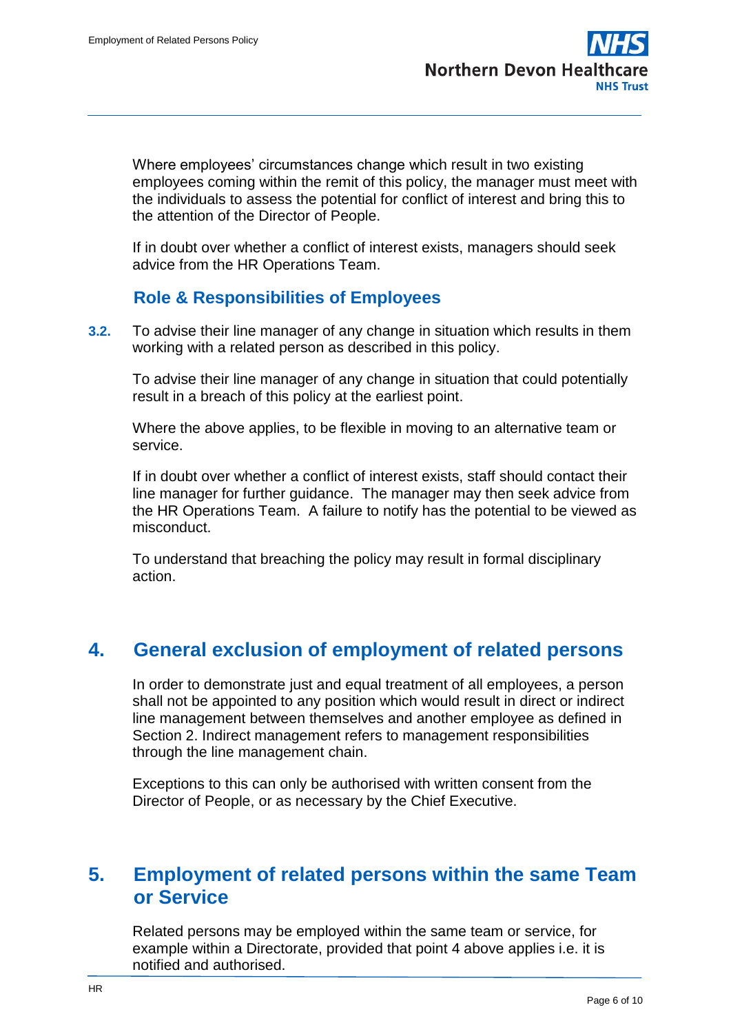Where employees' circumstances change which result in two existing employees coming within the remit of this policy, the manager must meet with the individuals to assess the potential for conflict of interest and bring this to the attention of the Director of People.

If in doubt over whether a conflict of interest exists, managers should seek advice from the HR Operations Team.

### Role & Responsibilities of Employees

**3.2.** To advise their line manager of any change in situation which results in them working with a related person as described in this policy.

To advise their line manager of any change in situation that could potentially result in a breach of this policy at the earliest point.

Where the above applies, to be flexible in moving to an alternative team or service.

If in doubt over whether a conflict of interest exists, staff should contact their line manager for further guidance. The manager may then seek advice from the HR Operations Team. A failure to notify has the potential to be viewed as misconduct.

To understand that breaching the policy may result in formal disciplinary action.

## 4. General exclusion of employment of related persons

In order to demonstrate just and equal treatment of all employees, a person shall not be appointed to any position which would result in direct or indirect line management between themselves and another employee as defined in Section 2. Indirect management refers to management responsibilities through the line management chain.

Exceptions to this can only be authorised with written consent from the Director of People, or as necessary by the Chief Executive.

## 5. Employment of related persons within the same Team or Service

Related persons may be employed within the same team or service, for example within a Directorate, provided that point 4 above applies i.e. it is notified and authorised.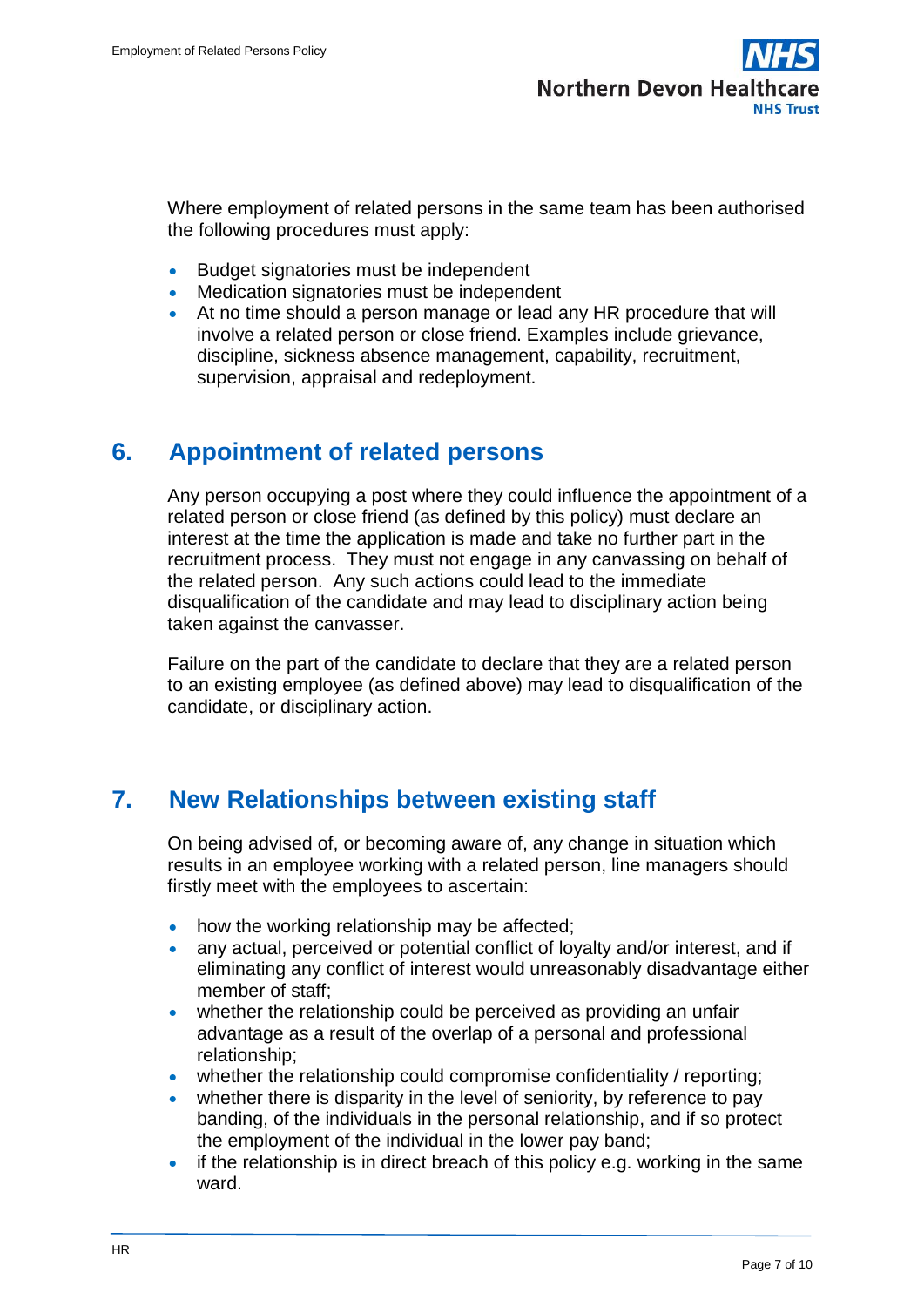Where employment of related persons in the same team has been authorised the following procedures must apply:

- Budget signatories must be independent
- Medication signatories must be independent
- At no time should a person manage or lead any HR procedure that will involve a related person or close friend. Examples include grievance, discipline, sickness absence management, capability, recruitment, supervision, appraisal and redeployment.

## 6. Appointment of related persons

Any person occupying a post where they could influence the appointment of a related person or close friend (as defined by this policy) must declare an interest at the time the application is made and take no further part in the recruitment process. They must not engage in any canvassing on behalf of the related person. Any such actions could lead to the immediate disqualification of the candidate and may lead to disciplinary action being taken against the canvasser.

Failure on the part of the candidate to declare that they are a related person to an existing employee (as defined above) may lead to disqualification of the candidate, or disciplinary action.

## 7. New Relationships between existing staff

On being advised of, or becoming aware of, any change in situation which results in an employee working with a related person, line managers should firstly meet with the employees to ascertain:

- how the working relationship may be affected;
- any actual, perceived or potential conflict of loyalty and/or interest, and if eliminating any conflict of interest would unreasonably disadvantage either member of staff;
- whether the relationship could be perceived as providing an unfair advantage as a result of the overlap of a personal and professional relationship;
- whether the relationship could compromise confidentiality / reporting;
- whether there is disparity in the level of seniority, by reference to pay banding, of the individuals in the personal relationship, and if so protect the employment of the individual in the lower pay band;
- if the relationship is in direct breach of this policy e.g. working in the same ward.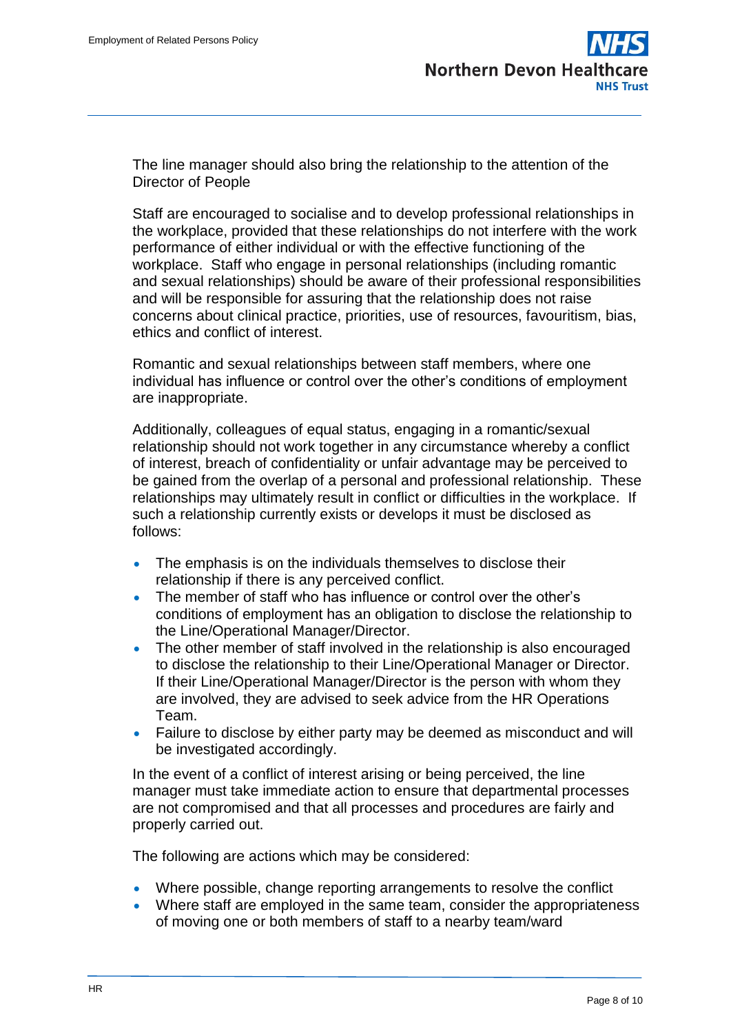The line manager should also bring the relationship to the attention of the Director of People

Staff are encouraged to socialise and to develop professional relationships in the workplace, provided that these relationships do not interfere with the work performance of either individual or with the effective functioning of the workplace. Staff who engage in personal relationships (including romantic and sexual relationships) should be aware of their professional responsibilities and will be responsible for assuring that the relationship does not raise concerns about clinical practice, priorities, use of resources, favouritism, bias, ethics and conflict of interest.

Romantic and sexual relationships between staff members, where one individual has influence or control over the other's conditions of employment are inappropriate.

Additionally, colleagues of equal status, engaging in a romantic/sexual relationship should not work together in any circumstance whereby a conflict of interest, breach of confidentiality or unfair advantage may be perceived to be gained from the overlap of a personal and professional relationship. These relationships may ultimately result in conflict or difficulties in the workplace. If such a relationship currently exists or develops it must be disclosed as follows:

- The emphasis is on the individuals themselves to disclose their relationship if there is any perceived conflict.
- The member of staff who has influence or control over the other's conditions of employment has an obligation to disclose the relationship to the Line/Operational Manager/Director.
- The other member of staff involved in the relationship is also encouraged to disclose the relationship to their Line/Operational Manager or Director. If their Line/Operational Manager/Director is the person with whom they are involved, they are advised to seek advice from the HR Operations Team.
- Failure to disclose by either party may be deemed as misconduct and will be investigated accordingly.

In the event of a conflict of interest arising or being perceived, the line manager must take immediate action to ensure that departmental processes are not compromised and that all processes and procedures are fairly and properly carried out.

The following are actions which may be considered:

- Where possible, change reporting arrangements to resolve the conflict
- Where staff are employed in the same team, consider the appropriateness of moving one or both members of staff to a nearby team/ward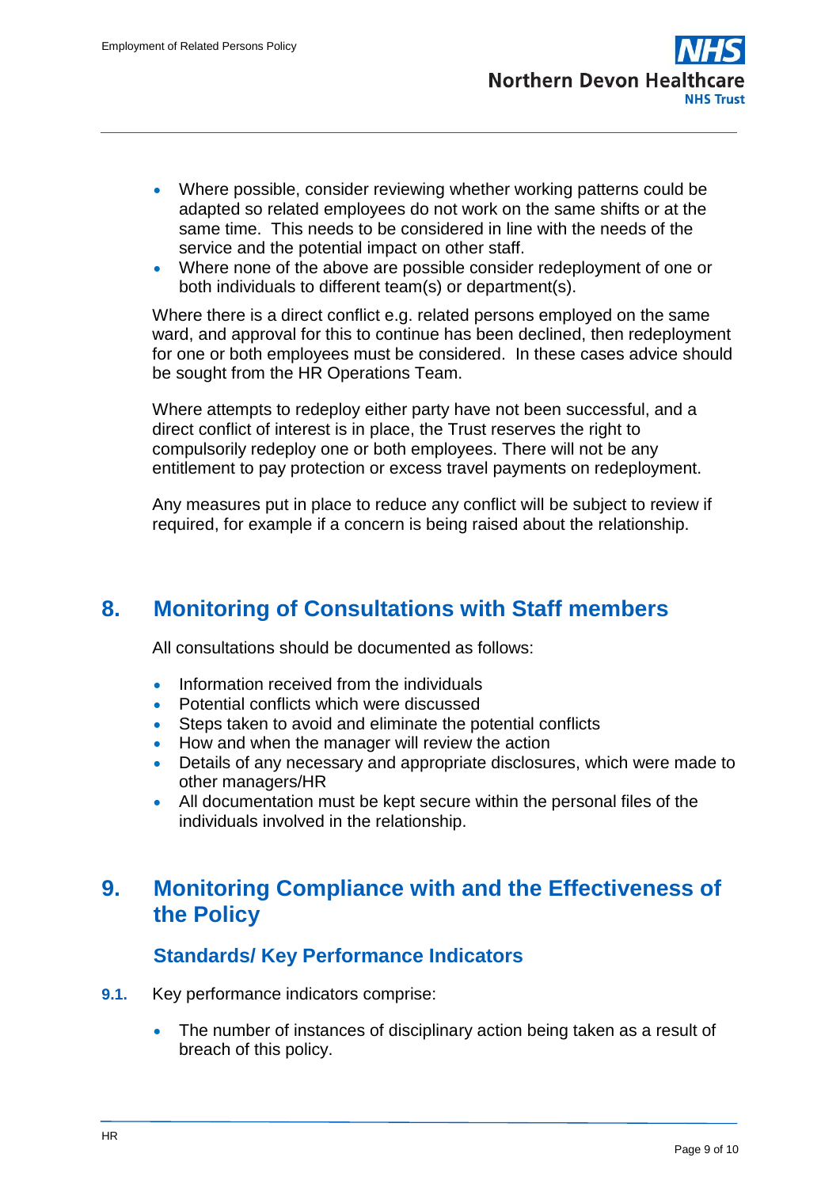- Where possible, consider reviewing whether working patterns could be adapted so related employees do not work on the same shifts or at the same time. This needs to be considered in line with the needs of the service and the potential impact on other staff.
- Where none of the above are possible consider redeployment of one or both individuals to different team(s) or department(s).

Where there is a direct conflict e.g. related persons employed on the same ward, and approval for this to continue has been declined, then redeployment for one or both employees must be considered. In these cases advice should be sought from the HR Operations Team.

Where attempts to redeploy either party have not been successful, and a direct conflict of interest is in place, the Trust reserves the right to compulsorily redeploy one or both employees. There will not be any entitlement to pay protection or excess travel payments on redeployment.

Any measures put in place to reduce any conflict will be subject to review if required, for example if a concern is being raised about the relationship.

## 8. Monitoring of Consultations with Staff members

All consultations should be documented as follows:

- Information received from the individuals
- Potential conflicts which were discussed
- Steps taken to avoid and eliminate the potential conflicts
- How and when the manager will review the action
- Details of any necessary and appropriate disclosures, which were made to other managers/HR
- All documentation must be kept secure within the personal files of the individuals involved in the relationship.

## 9. Monitoring Compliance with and the Effectiveness of the Policy

### Standards/ Key Performance Indicators

**9.1.** Key performance indicators comprise:

- The number of instances of disciplinary action being taken as a result of breach of this policy.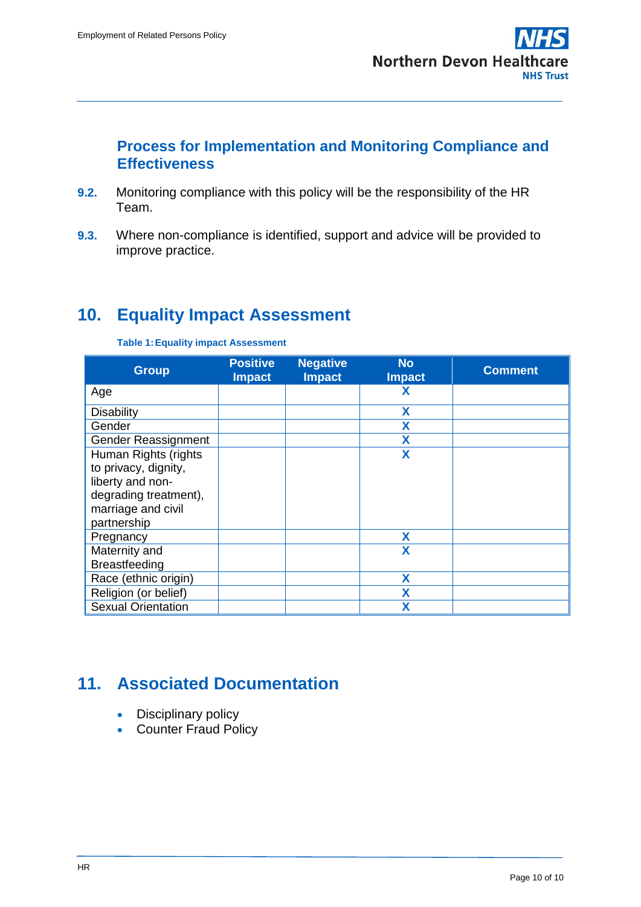### Process for Implementation and Monitoring Compliance and Effectiveness

**9.2.** Monitoring compliance with this policy will be the responsibility of the HR Team.

**9.3.** Where non-compliance is identified, support and advice will be provided to improve practice.

## 10. Equality Impact Assessment

**Table 1: Equality impact Assessment**

| Group | Positive Impact | Negative Impact | No Impact | Comment |
|---|---|---|---|---|
| Age | | | X | |
| Disability | | | X | |
| Gender | | | X | |
| Gender Reassignment | | | X | |
| Human Rights (rights to privacy, dignity, liberty and non-degrading treatment), marriage and civil partnership | | | X | |
| Pregnancy | | | X | |
| Maternity and Breastfeeding | | | X | |
| Race (ethnic origin) | | | X | |
| Religion (or belief) | | | X | |
| Sexual Orientation | | | X | |

## 11. Associated Documentation

- Disciplinary policy
- Counter Fraud Policy